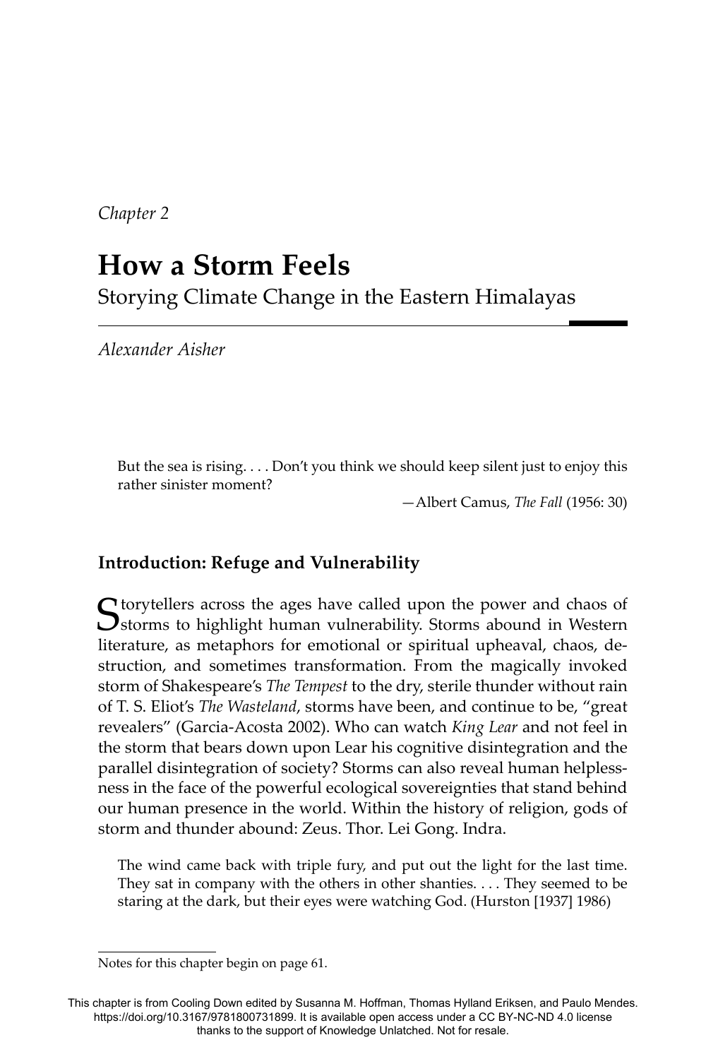*Chapter 2*

# How a Storm Feels

## Storying Climate Change in the Eastern Himalayas

*Alexander Aisher*

> But the sea is rising. . . . Don't you think we should keep silent just to enjoy this rather sinister moment?
>
> —Albert Camus, *The Fall* (1956: 30)

### Introduction: Refuge and Vulnerability

Storytellers across the ages have called upon the power and chaos of storms to highlight human vulnerability. Storms abound in Western literature, as metaphors for emotional or spiritual upheaval, chaos, destruction, and sometimes transformation. From the magically invoked storm of Shakespeare's *The Tempest* to the dry, sterile thunder without rain of T. S. Eliot's *The Wasteland*, storms have been, and continue to be, "great revealers" (Garcia-Acosta 2002). Who can watch *King Lear* and not feel in the storm that bears down upon Lear his cognitive disintegration and the parallel disintegration of society? Storms can also reveal human helplessness in the face of the powerful ecological sovereignties that stand behind our human presence in the world. Within the history of religion, gods of storm and thunder abound: Zeus. Thor. Lei Gong. Indra.

> The wind came back with triple fury, and put out the light for the last time. They sat in company with the others in other shanties. . . . They seemed to be staring at the dark, but their eyes were watching God. (Hurston [1937] 1986)

Notes for this chapter begin on page 61.

This chapter is from Cooling Down edited by Susanna M. Hoffman, Thomas Hylland Eriksen, and Paulo Mendes. https://doi.org/10.3167/9781800731899. It is available open access under a CC BY-NC-ND 4.0 license thanks to the support of Knowledge Unlatched. Not for resale.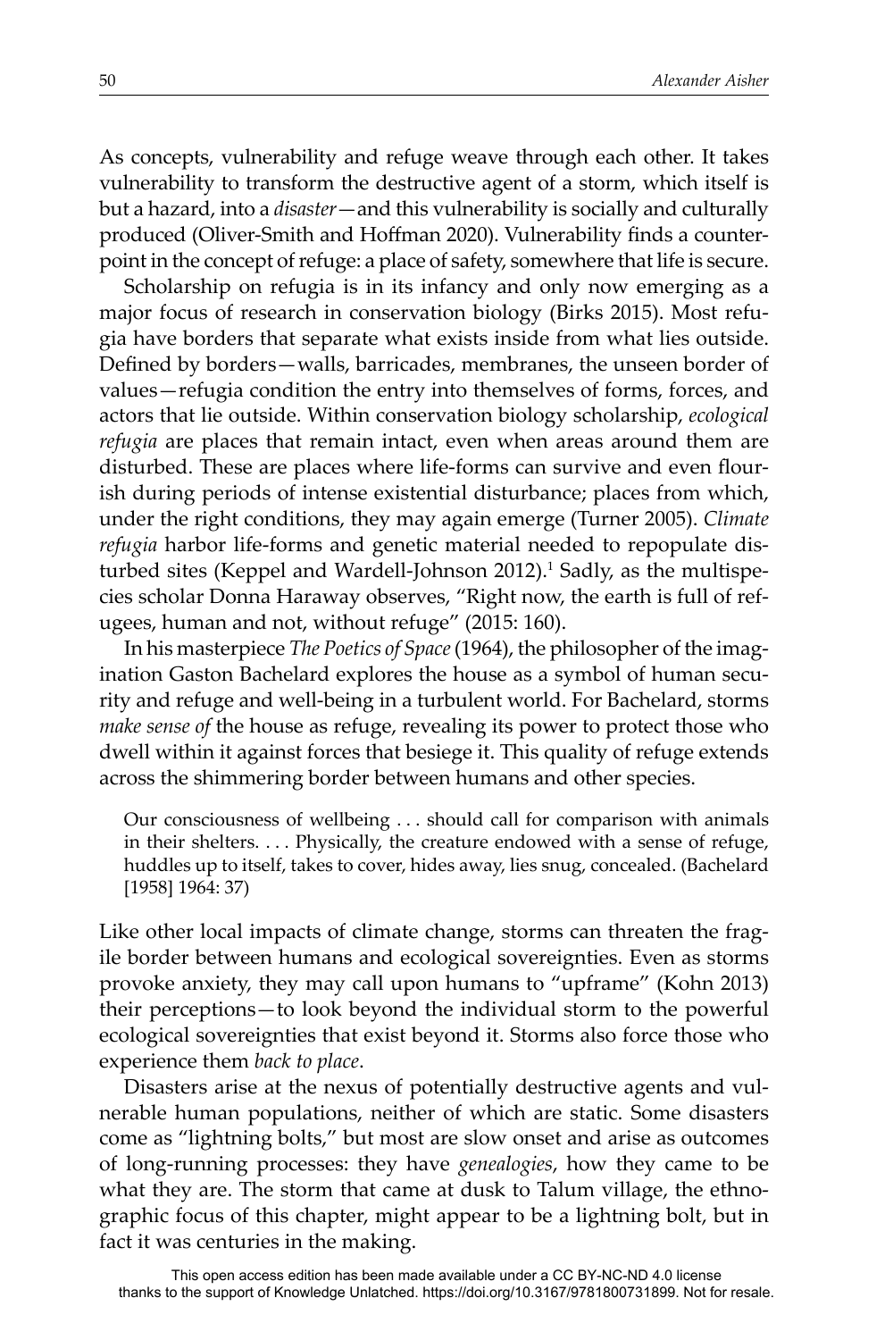As concepts, vulnerability and refuge weave through each other. It takes vulnerability to transform the destructive agent of a storm, which itself is but a hazard, into a *disaster*—and this vulnerability is socially and culturally produced (Oliver-Smith and Hoffman 2020). Vulnerability finds a counterpoint in the concept of refuge: a place of safety, somewhere that life is secure.

Scholarship on refugia is in its infancy and only now emerging as a major focus of research in conservation biology (Birks 2015). Most refugia have borders that separate what exists inside from what lies outside. Defined by borders—walls, barricades, membranes, the unseen border of values—refugia condition the entry into themselves of forms, forces, and actors that lie outside. Within conservation biology scholarship, *ecological refugia* are places that remain intact, even when areas around them are disturbed. These are places where life-forms can survive and even flourish during periods of intense existential disturbance; places from which, under the right conditions, they may again emerge (Turner 2005). *Climate refugia* harbor life-forms and genetic material needed to repopulate disturbed sites (Keppel and Wardell-Johnson 2012).[1] Sadly, as the multispecies scholar Donna Haraway observes, "Right now, the earth is full of refugees, human and not, without refuge" (2015: 160).

In his masterpiece *The Poetics of Space* (1964), the philosopher of the imagination Gaston Bachelard explores the house as a symbol of human security and refuge and well-being in a turbulent world. For Bachelard, storms *make sense of* the house as refuge, revealing its power to protect those who dwell within it against forces that besiege it. This quality of refuge extends across the shimmering border between humans and other species.

> Our consciousness of wellbeing . . . should call for comparison with animals in their shelters. . . . Physically, the creature endowed with a sense of refuge, huddles up to itself, takes to cover, hides away, lies snug, concealed. (Bachelard [1958] 1964: 37)

Like other local impacts of climate change, storms can threaten the fragile border between humans and ecological sovereignties. Even as storms provoke anxiety, they may call upon humans to "upframe" (Kohn 2013) their perceptions—to look beyond the individual storm to the powerful ecological sovereignties that exist beyond it. Storms also force those who experience them *back to place*.

Disasters arise at the nexus of potentially destructive agents and vulnerable human populations, neither of which are static. Some disasters come as "lightning bolts," but most are slow onset and arise as outcomes of long-running processes: they have *genealogies*, how they came to be what they are. The storm that came at dusk to Talum village, the ethnographic focus of this chapter, might appear to be a lightning bolt, but in fact it was centuries in the making.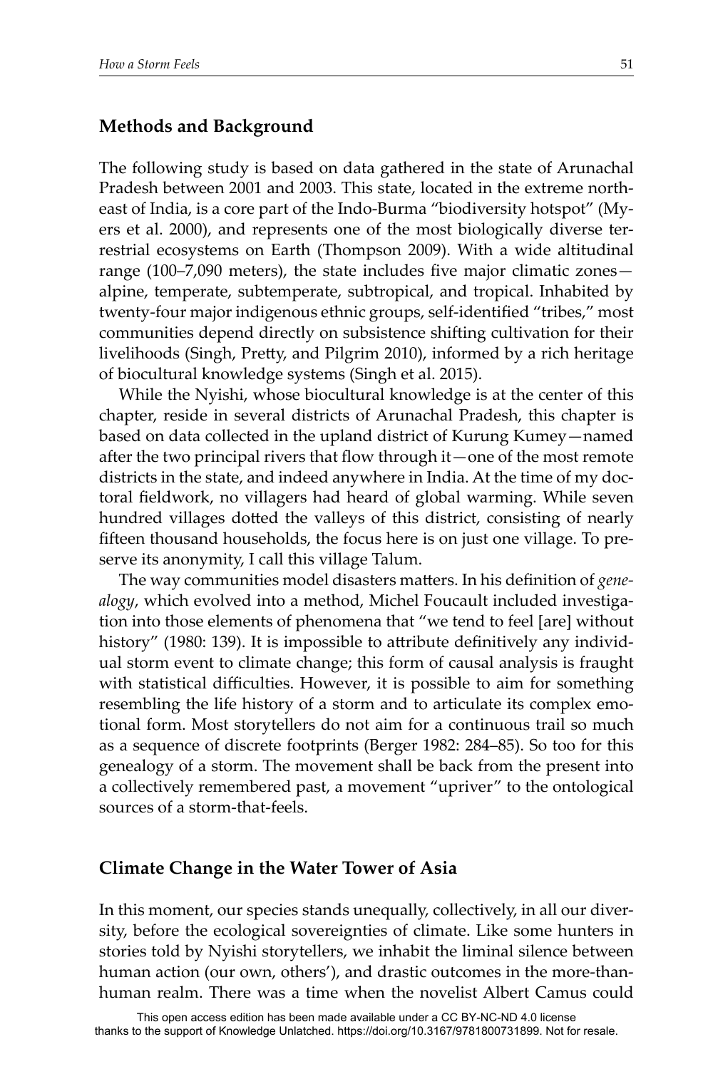## Methods and Background

The following study is based on data gathered in the state of Arunachal Pradesh between 2001 and 2003. This state, located in the extreme northeast of India, is a core part of the Indo-Burma "biodiversity hotspot" (Myers et al. 2000), and represents one of the most biologically diverse terrestrial ecosystems on Earth (Thompson 2009). With a wide altitudinal range (100–7,090 meters), the state includes five major climatic zones—alpine, temperate, subtemperate, subtropical, and tropical. Inhabited by twenty-four major indigenous ethnic groups, self-identified "tribes," most communities depend directly on subsistence shifting cultivation for their livelihoods (Singh, Pretty, and Pilgrim 2010), informed by a rich heritage of biocultural knowledge systems (Singh et al. 2015).

While the Nyishi, whose biocultural knowledge is at the center of this chapter, reside in several districts of Arunachal Pradesh, this chapter is based on data collected in the upland district of Kurung Kumey—named after the two principal rivers that flow through it—one of the most remote districts in the state, and indeed anywhere in India. At the time of my doctoral fieldwork, no villagers had heard of global warming. While seven hundred villages dotted the valleys of this district, consisting of nearly fifteen thousand households, the focus here is on just one village. To preserve its anonymity, I call this village Talum.

The way communities model disasters matters. In his definition of *genealogy*, which evolved into a method, Michel Foucault included investigation into those elements of phenomena that "we tend to feel [are] without history" (1980: 139). It is impossible to attribute definitively any individual storm event to climate change; this form of causal analysis is fraught with statistical difficulties. However, it is possible to aim for something resembling the life history of a storm and to articulate its complex emotional form. Most storytellers do not aim for a continuous trail so much as a sequence of discrete footprints (Berger 1982: 284–85). So too for this genealogy of a storm. The movement shall be back from the present into a collectively remembered past, a movement "upriver" to the ontological sources of a storm-that-feels.

## Climate Change in the Water Tower of Asia

In this moment, our species stands unequally, collectively, in all our diversity, before the ecological sovereignties of climate. Like some hunters in stories told by Nyishi storytellers, we inhabit the liminal silence between human action (our own, others'), and drastic outcomes in the more-than-human realm. There was a time when the novelist Albert Camus could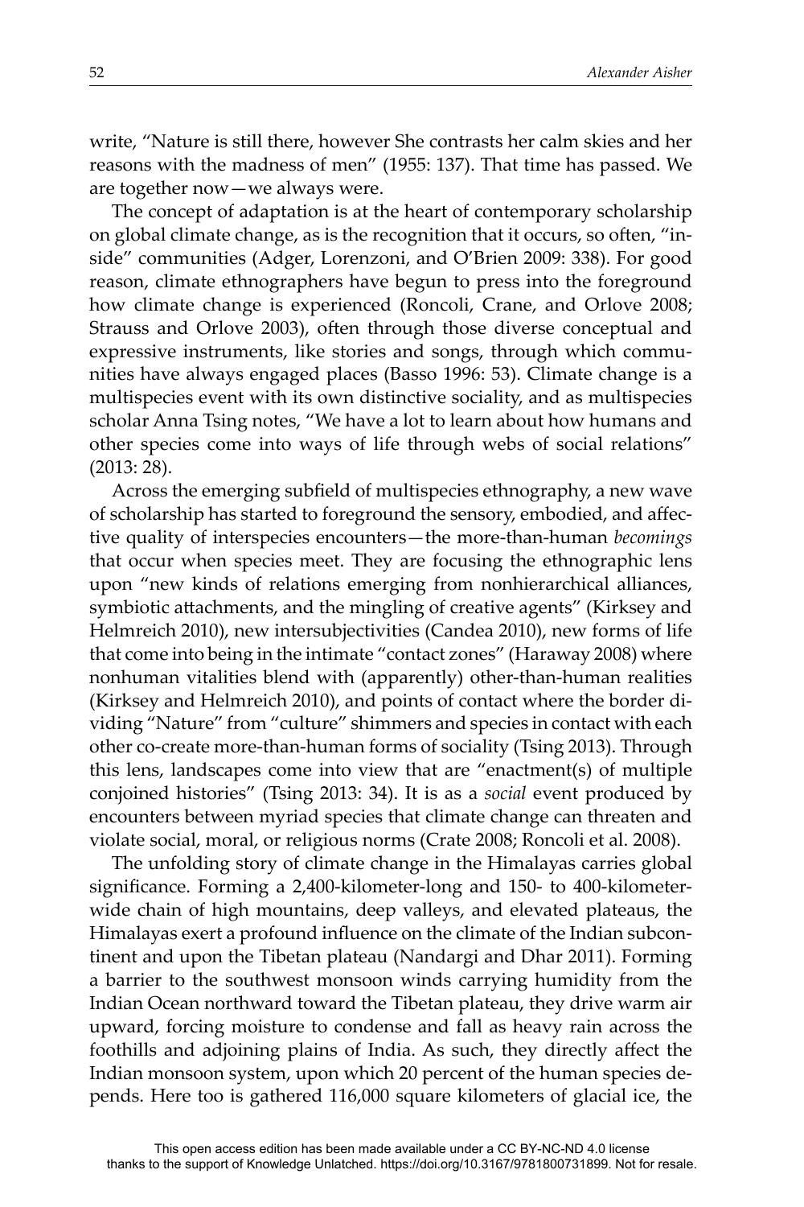write, "Nature is still there, however She contrasts her calm skies and her reasons with the madness of men" (1955: 137). That time has passed. We are together now—we always were.

The concept of adaptation is at the heart of contemporary scholarship on global climate change, as is the recognition that it occurs, so often, "inside" communities (Adger, Lorenzoni, and O'Brien 2009: 338). For good reason, climate ethnographers have begun to press into the foreground how climate change is experienced (Roncoli, Crane, and Orlove 2008; Strauss and Orlove 2003), often through those diverse conceptual and expressive instruments, like stories and songs, through which communities have always engaged places (Basso 1996: 53). Climate change is a multispecies event with its own distinctive sociality, and as multispecies scholar Anna Tsing notes, "We have a lot to learn about how humans and other species come into ways of life through webs of social relations" (2013: 28).

Across the emerging subfield of multispecies ethnography, a new wave of scholarship has started to foreground the sensory, embodied, and affective quality of interspecies encounters—the more-than-human *becomings* that occur when species meet. They are focusing the ethnographic lens upon "new kinds of relations emerging from nonhierarchical alliances, symbiotic attachments, and the mingling of creative agents" (Kirksey and Helmreich 2010), new intersubjectivities (Candea 2010), new forms of life that come into being in the intimate "contact zones" (Haraway 2008) where nonhuman vitalities blend with (apparently) other-than-human realities (Kirksey and Helmreich 2010), and points of contact where the border dividing "Nature" from "culture" shimmers and species in contact with each other co-create more-than-human forms of sociality (Tsing 2013). Through this lens, landscapes come into view that are "enactment(s) of multiple conjoined histories" (Tsing 2013: 34). It is as a *social* event produced by encounters between myriad species that climate change can threaten and violate social, moral, or religious norms (Crate 2008; Roncoli et al. 2008).

The unfolding story of climate change in the Himalayas carries global significance. Forming a 2,400-kilometer-long and 150- to 400-kilometer-wide chain of high mountains, deep valleys, and elevated plateaus, the Himalayas exert a profound influence on the climate of the Indian subcontinent and upon the Tibetan plateau (Nandargi and Dhar 2011). Forming a barrier to the southwest monsoon winds carrying humidity from the Indian Ocean northward toward the Tibetan plateau, they drive warm air upward, forcing moisture to condense and fall as heavy rain across the foothills and adjoining plains of India. As such, they directly affect the Indian monsoon system, upon which 20 percent of the human species depends. Here too is gathered 116,000 square kilometers of glacial ice, the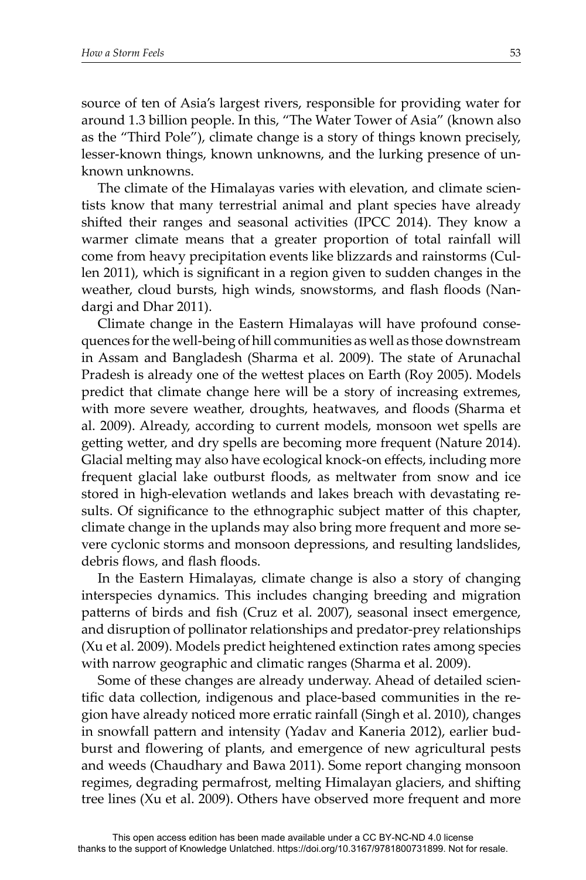source of ten of Asia's largest rivers, responsible for providing water for around 1.3 billion people. In this, "The Water Tower of Asia" (known also as the "Third Pole"), climate change is a story of things known precisely, lesser-known things, known unknowns, and the lurking presence of unknown unknowns.

The climate of the Himalayas varies with elevation, and climate scientists know that many terrestrial animal and plant species have already shifted their ranges and seasonal activities (IPCC 2014). They know a warmer climate means that a greater proportion of total rainfall will come from heavy precipitation events like blizzards and rainstorms (Cullen 2011), which is significant in a region given to sudden changes in the weather, cloud bursts, high winds, snowstorms, and flash floods (Nandargi and Dhar 2011).

Climate change in the Eastern Himalayas will have profound consequences for the well-being of hill communities as well as those downstream in Assam and Bangladesh (Sharma et al. 2009). The state of Arunachal Pradesh is already one of the wettest places on Earth (Roy 2005). Models predict that climate change here will be a story of increasing extremes, with more severe weather, droughts, heatwaves, and floods (Sharma et al. 2009). Already, according to current models, monsoon wet spells are getting wetter, and dry spells are becoming more frequent (Nature 2014). Glacial melting may also have ecological knock-on effects, including more frequent glacial lake outburst floods, as meltwater from snow and ice stored in high-elevation wetlands and lakes breach with devastating results. Of significance to the ethnographic subject matter of this chapter, climate change in the uplands may also bring more frequent and more severe cyclonic storms and monsoon depressions, and resulting landslides, debris flows, and flash floods.

In the Eastern Himalayas, climate change is also a story of changing interspecies dynamics. This includes changing breeding and migration patterns of birds and fish (Cruz et al. 2007), seasonal insect emergence, and disruption of pollinator relationships and predator-prey relationships (Xu et al. 2009). Models predict heightened extinction rates among species with narrow geographic and climatic ranges (Sharma et al. 2009).

Some of these changes are already underway. Ahead of detailed scientific data collection, indigenous and place-based communities in the region have already noticed more erratic rainfall (Singh et al. 2010), changes in snowfall pattern and intensity (Yadav and Kaneria 2012), earlier budburst and flowering of plants, and emergence of new agricultural pests and weeds (Chaudhary and Bawa 2011). Some report changing monsoon regimes, degrading permafrost, melting Himalayan glaciers, and shifting tree lines (Xu et al. 2009). Others have observed more frequent and more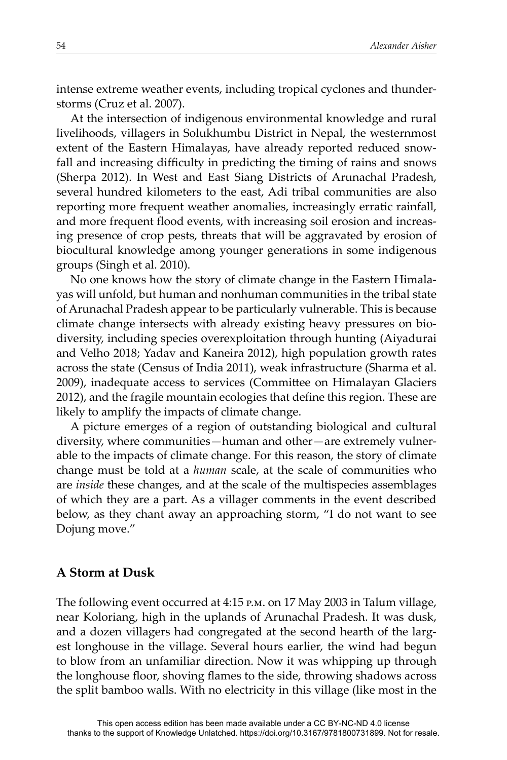intense extreme weather events, including tropical cyclones and thunderstorms (Cruz et al. 2007).

At the intersection of indigenous environmental knowledge and rural livelihoods, villagers in Solukhumbu District in Nepal, the westernmost extent of the Eastern Himalayas, have already reported reduced snowfall and increasing difficulty in predicting the timing of rains and snows (Sherpa 2012). In West and East Siang Districts of Arunachal Pradesh, several hundred kilometers to the east, Adi tribal communities are also reporting more frequent weather anomalies, increasingly erratic rainfall, and more frequent flood events, with increasing soil erosion and increasing presence of crop pests, threats that will be aggravated by erosion of biocultural knowledge among younger generations in some indigenous groups (Singh et al. 2010).

No one knows how the story of climate change in the Eastern Himalayas will unfold, but human and nonhuman communities in the tribal state of Arunachal Pradesh appear to be particularly vulnerable. This is because climate change intersects with already existing heavy pressures on biodiversity, including species overexploitation through hunting (Aiyadurai and Velho 2018; Yadav and Kaneira 2012), high population growth rates across the state (Census of India 2011), weak infrastructure (Sharma et al. 2009), inadequate access to services (Committee on Himalayan Glaciers 2012), and the fragile mountain ecologies that define this region. These are likely to amplify the impacts of climate change.

A picture emerges of a region of outstanding biological and cultural diversity, where communities—human and other—are extremely vulnerable to the impacts of climate change. For this reason, the story of climate change must be told at a *human* scale, at the scale of communities who are *inside* these changes, and at the scale of the multispecies assemblages of which they are a part. As a villager comments in the event described below, as they chant away an approaching storm, "I do not want to see Dojung move."

## A Storm at Dusk

The following event occurred at 4:15 P.M. on 17 May 2003 in Talum village, near Koloriang, high in the uplands of Arunachal Pradesh. It was dusk, and a dozen villagers had congregated at the second hearth of the largest longhouse in the village. Several hours earlier, the wind had begun to blow from an unfamiliar direction. Now it was whipping up through the longhouse floor, shoving flames to the side, throwing shadows across the split bamboo walls. With no electricity in this village (like most in the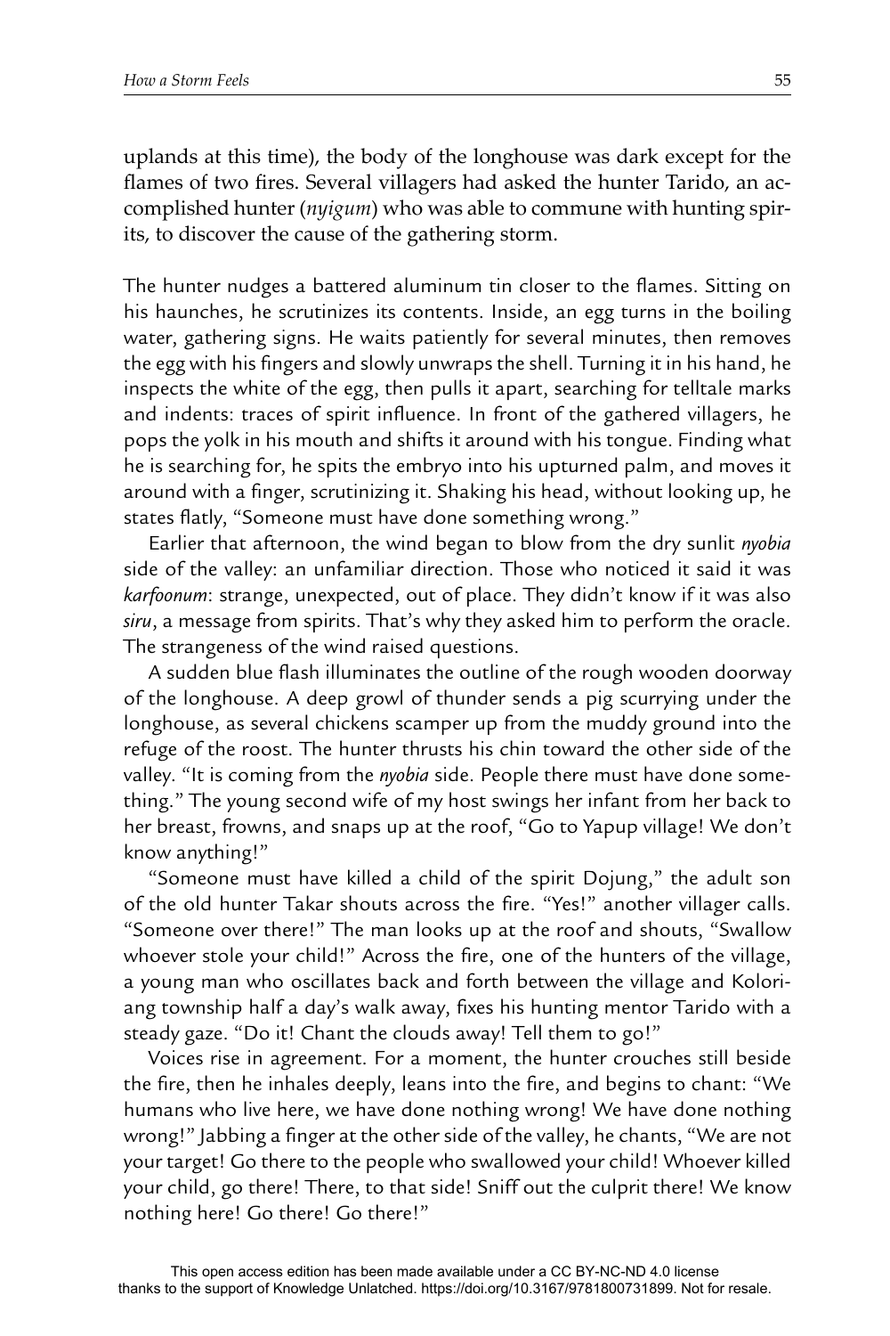uplands at this time), the body of the longhouse was dark except for the flames of two fires. Several villagers had asked the hunter Tarido, an accomplished hunter (*nyigum*) who was able to commune with hunting spirits, to discover the cause of the gathering storm.

The hunter nudges a battered aluminum tin closer to the flames. Sitting on his haunches, he scrutinizes its contents. Inside, an egg turns in the boiling water, gathering signs. He waits patiently for several minutes, then removes the egg with his fingers and slowly unwraps the shell. Turning it in his hand, he inspects the white of the egg, then pulls it apart, searching for telltale marks and indents: traces of spirit influence. In front of the gathered villagers, he pops the yolk in his mouth and shifts it around with his tongue. Finding what he is searching for, he spits the embryo into his upturned palm, and moves it around with a finger, scrutinizing it. Shaking his head, without looking up, he states flatly, "Someone must have done something wrong."

Earlier that afternoon, the wind began to blow from the dry sunlit *nyobia* side of the valley: an unfamiliar direction. Those who noticed it said it was *karfoonum*: strange, unexpected, out of place. They didn't know if it was also *siru*, a message from spirits. That's why they asked him to perform the oracle. The strangeness of the wind raised questions.

A sudden blue flash illuminates the outline of the rough wooden doorway of the longhouse. A deep growl of thunder sends a pig scurrying under the longhouse, as several chickens scamper up from the muddy ground into the refuge of the roost. The hunter thrusts his chin toward the other side of the valley. "It is coming from the *nyobia* side. People there must have done something." The young second wife of my host swings her infant from her back to her breast, frowns, and snaps up at the roof, "Go to Yapup village! We don't know anything!"

"Someone must have killed a child of the spirit Dojung," the adult son of the old hunter Takar shouts across the fire. "Yes!" another villager calls. "Someone over there!" The man looks up at the roof and shouts, "Swallow whoever stole your child!" Across the fire, one of the hunters of the village, a young man who oscillates back and forth between the village and Koloriang township half a day's walk away, fixes his hunting mentor Tarido with a steady gaze. "Do it! Chant the clouds away! Tell them to go!"

Voices rise in agreement. For a moment, the hunter crouches still beside the fire, then he inhales deeply, leans into the fire, and begins to chant: "We humans who live here, we have done nothing wrong! We have done nothing wrong!" Jabbing a finger at the other side of the valley, he chants, "We are not your target! Go there to the people who swallowed your child! Whoever killed your child, go there! There, to that side! Sniff out the culprit there! We know nothing here! Go there! Go there!"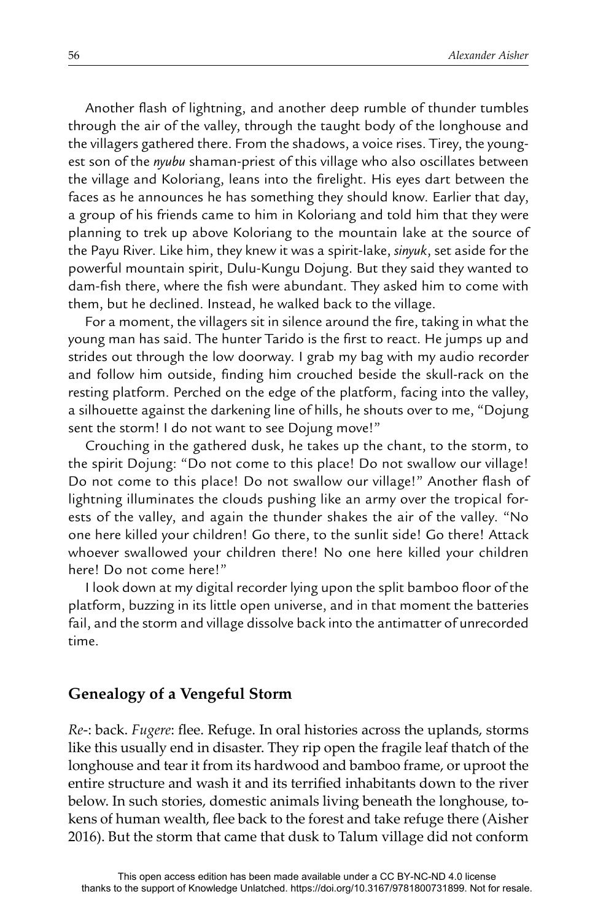Another flash of lightning, and another deep rumble of thunder tumbles through the air of the valley, through the taught body of the longhouse and the villagers gathered there. From the shadows, a voice rises. Tirey, the youngest son of the *nyubu* shaman-priest of this village who also oscillates between the village and Koloriang, leans into the firelight. His eyes dart between the faces as he announces he has something they should know. Earlier that day, a group of his friends came to him in Koloriang and told him that they were planning to trek up above Koloriang to the mountain lake at the source of the Payu River. Like him, they knew it was a spirit-lake, *sinyuk*, set aside for the powerful mountain spirit, Dulu-Kungu Dojung. But they said they wanted to dam-fish there, where the fish were abundant. They asked him to come with them, but he declined. Instead, he walked back to the village.

For a moment, the villagers sit in silence around the fire, taking in what the young man has said. The hunter Tarido is the first to react. He jumps up and strides out through the low doorway. I grab my bag with my audio recorder and follow him outside, finding him crouched beside the skull-rack on the resting platform. Perched on the edge of the platform, facing into the valley, a silhouette against the darkening line of hills, he shouts over to me, "Dojung sent the storm! I do not want to see Dojung move!"

Crouching in the gathered dusk, he takes up the chant, to the storm, to the spirit Dojung: "Do not come to this place! Do not swallow our village! Do not come to this place! Do not swallow our village!" Another flash of lightning illuminates the clouds pushing like an army over the tropical forests of the valley, and again the thunder shakes the air of the valley. "No one here killed your children! Go there, to the sunlit side! Go there! Attack whoever swallowed your children there! No one here killed your children here! Do not come here!"

I look down at my digital recorder lying upon the split bamboo floor of the platform, buzzing in its little open universe, and in that moment the batteries fail, and the storm and village dissolve back into the antimatter of unrecorded time.

## Genealogy of a Vengeful Storm

*Re-*: back. *Fugere*: flee. Refuge. In oral histories across the uplands, storms like this usually end in disaster. They rip open the fragile leaf thatch of the longhouse and tear it from its hardwood and bamboo frame, or uproot the entire structure and wash it and its terrified inhabitants down to the river below. In such stories, domestic animals living beneath the longhouse, tokens of human wealth, flee back to the forest and take refuge there (Aisher 2016). But the storm that came that dusk to Talum village did not conform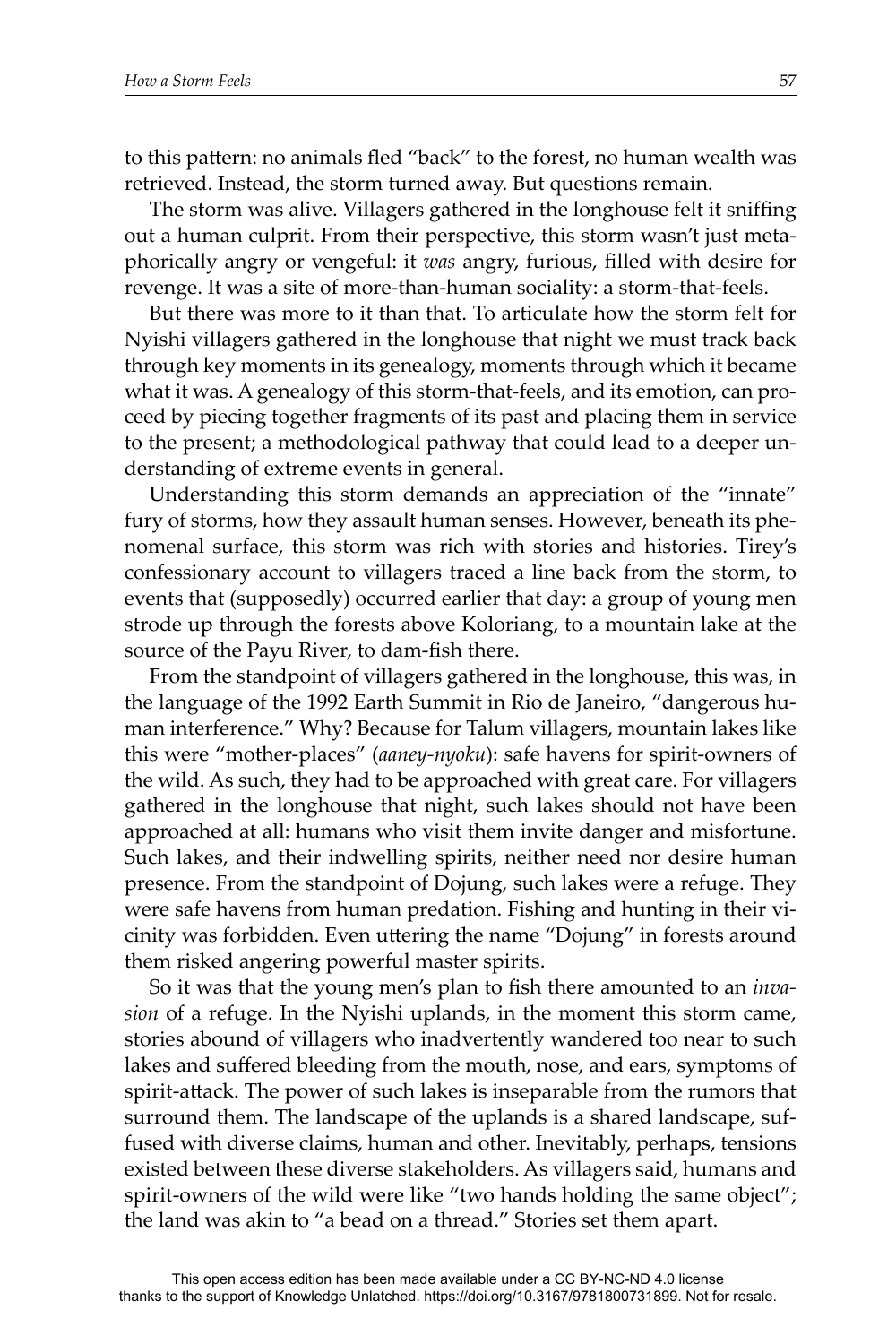to this pattern: no animals fled "back" to the forest, no human wealth was retrieved. Instead, the storm turned away. But questions remain.

The storm was alive. Villagers gathered in the longhouse felt it sniffing out a human culprit. From their perspective, this storm wasn't just metaphorically angry or vengeful: it *was* angry, furious, filled with desire for revenge. It was a site of more-than-human sociality: a storm-that-feels.

But there was more to it than that. To articulate how the storm felt for Nyishi villagers gathered in the longhouse that night we must track back through key moments in its genealogy, moments through which it became what it was. A genealogy of this storm-that-feels, and its emotion, can proceed by piecing together fragments of its past and placing them in service to the present; a methodological pathway that could lead to a deeper understanding of extreme events in general.

Understanding this storm demands an appreciation of the "innate" fury of storms, how they assault human senses. However, beneath its phenomenal surface, this storm was rich with stories and histories. Tirey's confessionary account to villagers traced a line back from the storm, to events that (supposedly) occurred earlier that day: a group of young men strode up through the forests above Koloriang, to a mountain lake at the source of the Payu River, to dam-fish there.

From the standpoint of villagers gathered in the longhouse, this was, in the language of the 1992 Earth Summit in Rio de Janeiro, "dangerous human interference." Why? Because for Talum villagers, mountain lakes like this were "mother-places" (*aaney-nyoku*): safe havens for spirit-owners of the wild. As such, they had to be approached with great care. For villagers gathered in the longhouse that night, such lakes should not have been approached at all: humans who visit them invite danger and misfortune. Such lakes, and their indwelling spirits, neither need nor desire human presence. From the standpoint of Dojung, such lakes were a refuge. They were safe havens from human predation. Fishing and hunting in their vicinity was forbidden. Even uttering the name "Dojung" in forests around them risked angering powerful master spirits.

So it was that the young men's plan to fish there amounted to an *invasion* of a refuge. In the Nyishi uplands, in the moment this storm came, stories abound of villagers who inadvertently wandered too near to such lakes and suffered bleeding from the mouth, nose, and ears, symptoms of spirit-attack. The power of such lakes is inseparable from the rumors that surround them. The landscape of the uplands is a shared landscape, suffused with diverse claims, human and other. Inevitably, perhaps, tensions existed between these diverse stakeholders. As villagers said, humans and spirit-owners of the wild were like "two hands holding the same object"; the land was akin to "a bead on a thread." Stories set them apart.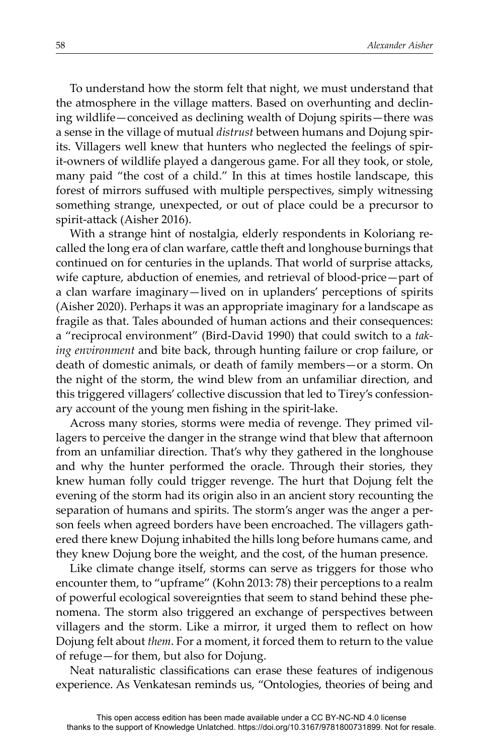To understand how the storm felt that night, we must understand that the atmosphere in the village matters. Based on overhunting and declining wildlife—conceived as declining wealth of Dojung spirits—there was a sense in the village of mutual *distrust* between humans and Dojung spirits. Villagers well knew that hunters who neglected the feelings of spirit-owners of wildlife played a dangerous game. For all they took, or stole, many paid "the cost of a child." In this at times hostile landscape, this forest of mirrors suffused with multiple perspectives, simply witnessing something strange, unexpected, or out of place could be a precursor to spirit-attack (Aisher 2016).

With a strange hint of nostalgia, elderly respondents in Koloriang recalled the long era of clan warfare, cattle theft and longhouse burnings that continued on for centuries in the uplands. That world of surprise attacks, wife capture, abduction of enemies, and retrieval of blood-price—part of a clan warfare imaginary—lived on in uplanders' perceptions of spirits (Aisher 2020). Perhaps it was an appropriate imaginary for a landscape as fragile as that. Tales abounded of human actions and their consequences: a "reciprocal environment" (Bird-David 1990) that could switch to a *taking environment* and bite back, through hunting failure or crop failure, or death of domestic animals, or death of family members—or a storm. On the night of the storm, the wind blew from an unfamiliar direction, and this triggered villagers' collective discussion that led to Tirey's confessionary account of the young men fishing in the spirit-lake.

Across many stories, storms were media of revenge. They primed villagers to perceive the danger in the strange wind that blew that afternoon from an unfamiliar direction. That's why they gathered in the longhouse and why the hunter performed the oracle. Through their stories, they knew human folly could trigger revenge. The hurt that Dojung felt the evening of the storm had its origin also in an ancient story recounting the separation of humans and spirits. The storm's anger was the anger a person feels when agreed borders have been encroached. The villagers gathered there knew Dojung inhabited the hills long before humans came, and they knew Dojung bore the weight, and the cost, of the human presence.

Like climate change itself, storms can serve as triggers for those who encounter them, to "upframe" (Kohn 2013: 78) their perceptions to a realm of powerful ecological sovereignties that seem to stand behind these phenomena. The storm also triggered an exchange of perspectives between villagers and the storm. Like a mirror, it urged them to reflect on how Dojung felt about *them*. For a moment, it forced them to return to the value of refuge—for them, but also for Dojung.

Neat naturalistic classifications can erase these features of indigenous experience. As Venkatesan reminds us, "Ontologies, theories of being and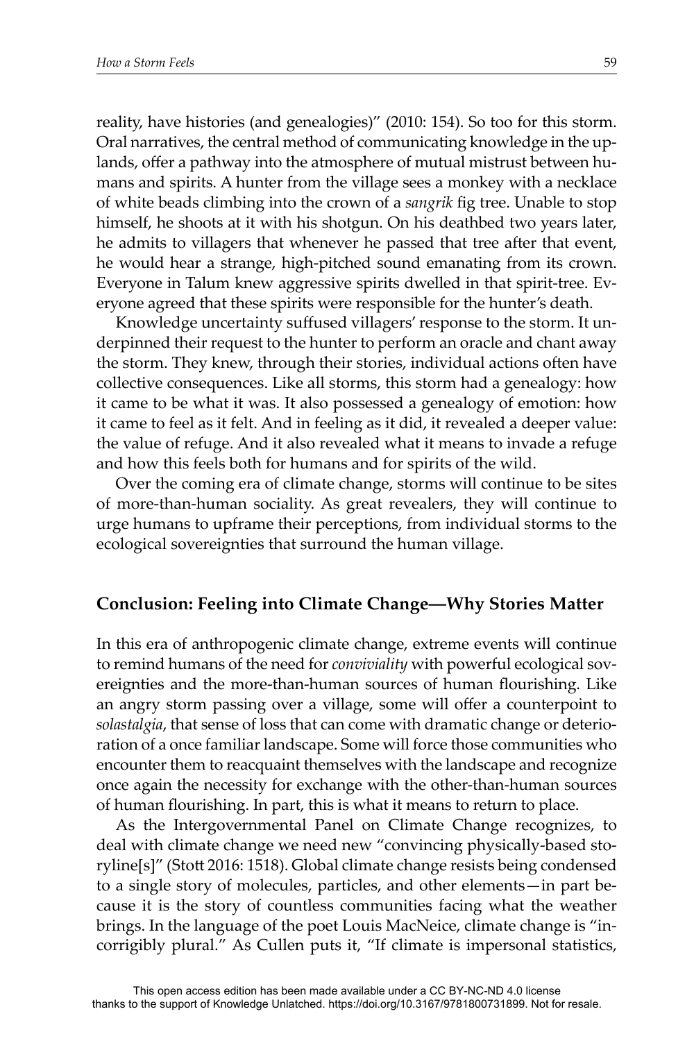reality, have histories (and genealogies)" (2010: 154). So too for this storm. Oral narratives, the central method of communicating knowledge in the uplands, offer a pathway into the atmosphere of mutual mistrust between humans and spirits. A hunter from the village sees a monkey with a necklace of white beads climbing into the crown of a *sangrik* fig tree. Unable to stop himself, he shoots at it with his shotgun. On his deathbed two years later, he admits to villagers that whenever he passed that tree after that event, he would hear a strange, high-pitched sound emanating from its crown. Everyone in Talum knew aggressive spirits dwelled in that spirit-tree. Everyone agreed that these spirits were responsible for the hunter's death.

Knowledge uncertainty suffused villagers' response to the storm. It underpinned their request to the hunter to perform an oracle and chant away the storm. They knew, through their stories, individual actions often have collective consequences. Like all storms, this storm had a genealogy: how it came to be what it was. It also possessed a genealogy of emotion: how it came to feel as it felt. And in feeling as it did, it revealed a deeper value: the value of refuge. And it also revealed what it means to invade a refuge and how this feels both for humans and for spirits of the wild.

Over the coming era of climate change, storms will continue to be sites of more-than-human sociality. As great revealers, they will continue to urge humans to upframe their perceptions, from individual storms to the ecological sovereignties that surround the human village.

## Conclusion: Feeling into Climate Change—Why Stories Matter

In this era of anthropogenic climate change, extreme events will continue to remind humans of the need for *conviviality* with powerful ecological sovereignties and the more-than-human sources of human flourishing. Like an angry storm passing over a village, some will offer a counterpoint to *solastalgia*, that sense of loss that can come with dramatic change or deterioration of a once familiar landscape. Some will force those communities who encounter them to reacquaint themselves with the landscape and recognize once again the necessity for exchange with the other-than-human sources of human flourishing. In part, this is what it means to return to place.

As the Intergovernmental Panel on Climate Change recognizes, to deal with climate change we need new "convincing physically-based storyline[s]" (Stott 2016: 1518). Global climate change resists being condensed to a single story of molecules, particles, and other elements—in part because it is the story of countless communities facing what the weather brings. In the language of the poet Louis MacNeice, climate change is "incorrigibly plural." As Cullen puts it, "If climate is impersonal statistics,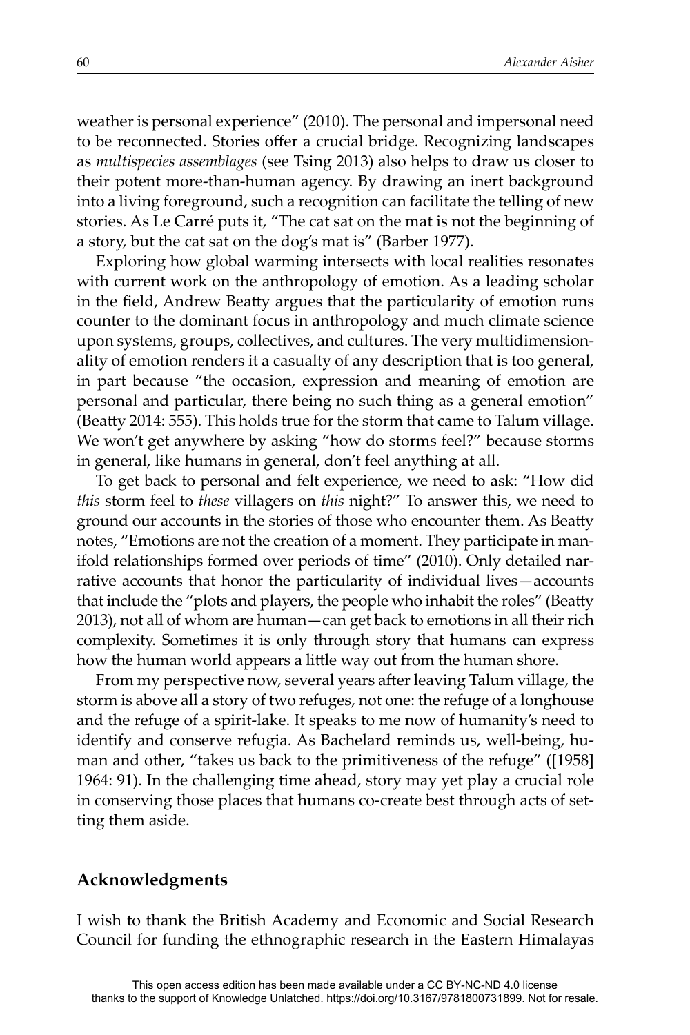weather is personal experience" (2010). The personal and impersonal need to be reconnected. Stories offer a crucial bridge. Recognizing landscapes as *multispecies assemblages* (see Tsing 2013) also helps to draw us closer to their potent more-than-human agency. By drawing an inert background into a living foreground, such a recognition can facilitate the telling of new stories. As Le Carré puts it, "The cat sat on the mat is not the beginning of a story, but the cat sat on the dog's mat is" (Barber 1977).

Exploring how global warming intersects with local realities resonates with current work on the anthropology of emotion. As a leading scholar in the field, Andrew Beatty argues that the particularity of emotion runs counter to the dominant focus in anthropology and much climate science upon systems, groups, collectives, and cultures. The very multidimensionality of emotion renders it a casualty of any description that is too general, in part because "the occasion, expression and meaning of emotion are personal and particular, there being no such thing as a general emotion" (Beatty 2014: 555). This holds true for the storm that came to Talum village. We won't get anywhere by asking "how do storms feel?" because storms in general, like humans in general, don't feel anything at all.

To get back to personal and felt experience, we need to ask: "How did *this* storm feel to *these* villagers on *this* night?" To answer this, we need to ground our accounts in the stories of those who encounter them. As Beatty notes, "Emotions are not the creation of a moment. They participate in manifold relationships formed over periods of time" (2010). Only detailed narrative accounts that honor the particularity of individual lives—accounts that include the "plots and players, the people who inhabit the roles" (Beatty 2013), not all of whom are human—can get back to emotions in all their rich complexity. Sometimes it is only through story that humans can express how the human world appears a little way out from the human shore.

From my perspective now, several years after leaving Talum village, the storm is above all a story of two refuges, not one: the refuge of a longhouse and the refuge of a spirit-lake. It speaks to me now of humanity's need to identify and conserve refugia. As Bachelard reminds us, well-being, human and other, "takes us back to the primitiveness of the refuge" ([1958] 1964: 91). In the challenging time ahead, story may yet play a crucial role in conserving those places that humans co-create best through acts of setting them aside.

## Acknowledgments

I wish to thank the British Academy and Economic and Social Research Council for funding the ethnographic research in the Eastern Himalayas

This open access edition has been made available under a CC BY-NC-ND 4.0 license thanks to the support of Knowledge Unlatched. https://doi.org/10.3167/9781800731899. Not for resale.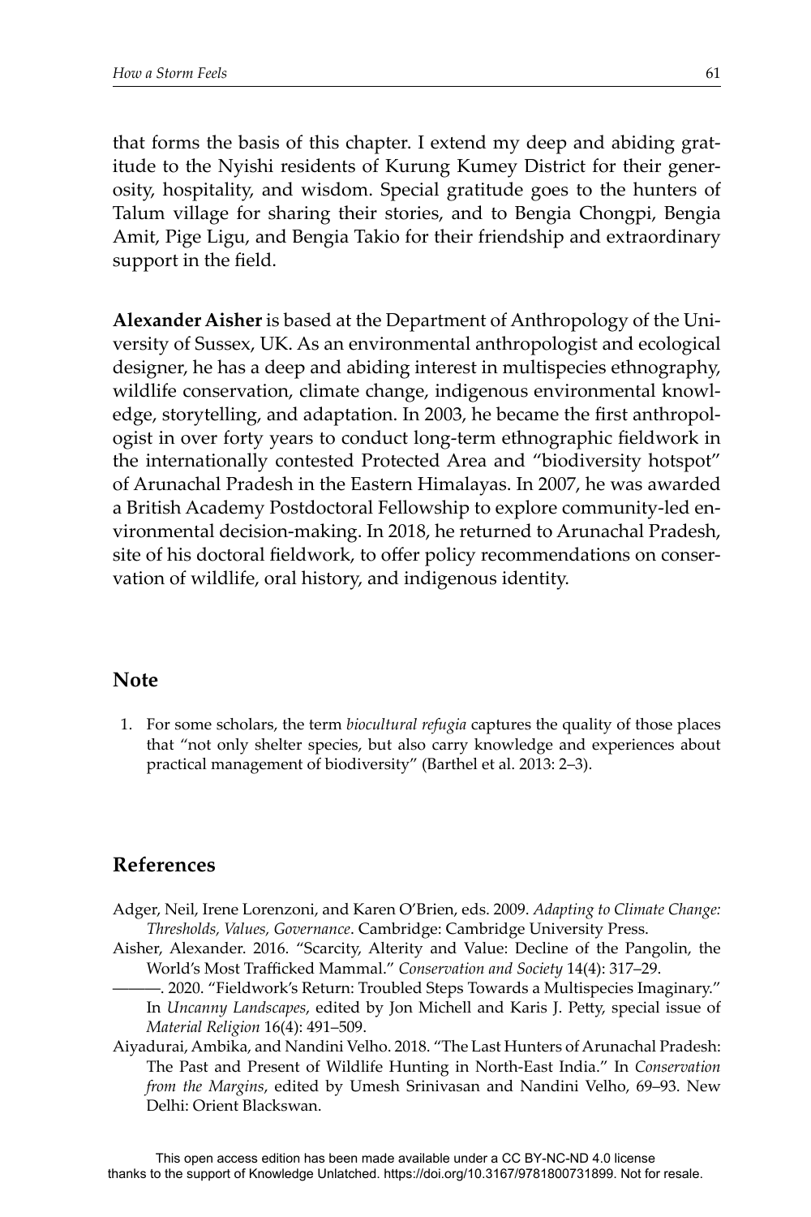that forms the basis of this chapter. I extend my deep and abiding gratitude to the Nyishi residents of Kurung Kumey District for their generosity, hospitality, and wisdom. Special gratitude goes to the hunters of Talum village for sharing their stories, and to Bengia Chongpi, Bengia Amit, Pige Ligu, and Bengia Takio for their friendship and extraordinary support in the field.

**Alexander Aisher** is based at the Department of Anthropology of the University of Sussex, UK. As an environmental anthropologist and ecological designer, he has a deep and abiding interest in multispecies ethnography, wildlife conservation, climate change, indigenous environmental knowledge, storytelling, and adaptation. In 2003, he became the first anthropologist in over forty years to conduct long-term ethnographic fieldwork in the internationally contested Protected Area and "biodiversity hotspot" of Arunachal Pradesh in the Eastern Himalayas. In 2007, he was awarded a British Academy Postdoctoral Fellowship to explore community-led environmental decision-making. In 2018, he returned to Arunachal Pradesh, site of his doctoral fieldwork, to offer policy recommendations on conservation of wildlife, oral history, and indigenous identity.

## Note

1. For some scholars, the term *biocultural refugia* captures the quality of those places that "not only shelter species, but also carry knowledge and experiences about practical management of biodiversity" (Barthel et al. 2013: 2–3).

## References

Adger, Neil, Irene Lorenzoni, and Karen O'Brien, eds. 2009. *Adapting to Climate Change: Thresholds, Values, Governance*. Cambridge: Cambridge University Press.

Aisher, Alexander. 2016. "Scarcity, Alterity and Value: Decline of the Pangolin, the World's Most Trafficked Mammal." *Conservation and Society* 14(4): 317–29.

———. 2020. "Fieldwork's Return: Troubled Steps Towards a Multispecies Imaginary." In *Uncanny Landscapes*, edited by Jon Michell and Karis J. Petty, special issue of *Material Religion* 16(4): 491–509.

Aiyadurai, Ambika, and Nandini Velho. 2018. "The Last Hunters of Arunachal Pradesh: The Past and Present of Wildlife Hunting in North-East India." In *Conservation from the Margins*, edited by Umesh Srinivasan and Nandini Velho, 69–93. New Delhi: Orient Blackswan.

This open access edition has been made available under a CC BY-NC-ND 4.0 license thanks to the support of Knowledge Unlatched. https://doi.org/10.3167/9781800731899. Not for resale.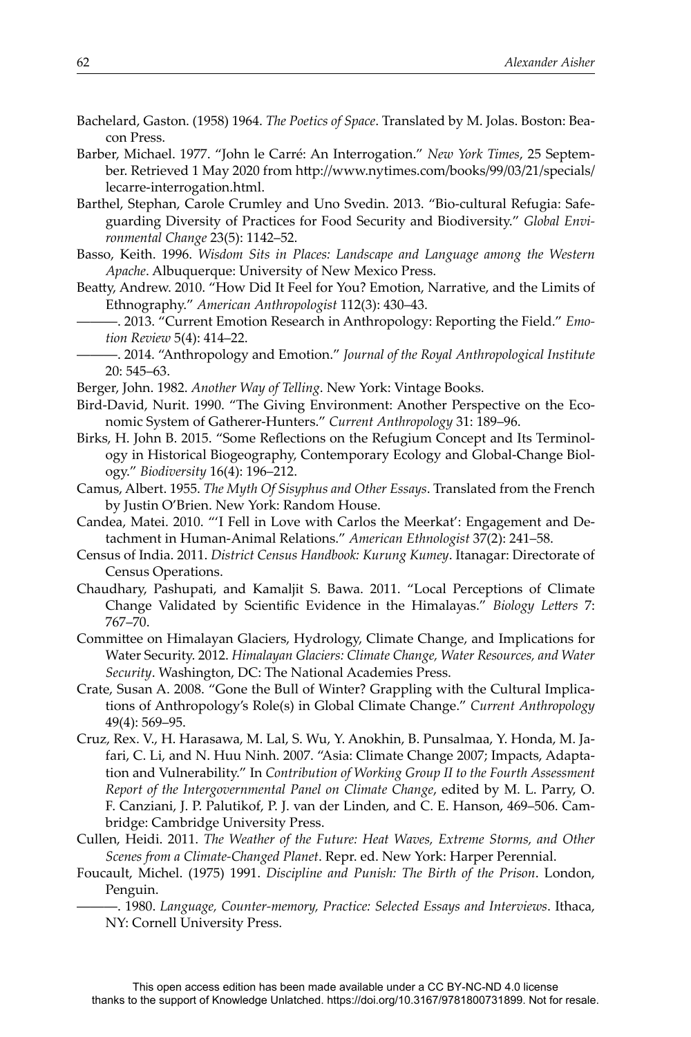Bachelard, Gaston. (1958) 1964. *The Poetics of Space*. Translated by M. Jolas. Boston: Beacon Press.

Barber, Michael. 1977. "John le Carré: An Interrogation." *New York Times*, 25 September. Retrieved 1 May 2020 from http://www.nytimes.com/books/99/03/21/specials/lecarre-interrogation.html.

Barthel, Stephan, Carole Crumley and Uno Svedin. 2013. "Bio-cultural Refugia: Safeguarding Diversity of Practices for Food Security and Biodiversity." *Global Environmental Change* 23(5): 1142–52.

Basso, Keith. 1996. *Wisdom Sits in Places: Landscape and Language among the Western Apache*. Albuquerque: University of New Mexico Press.

Beatty, Andrew. 2010. "How Did It Feel for You? Emotion, Narrative, and the Limits of Ethnography." *American Anthropologist* 112(3): 430–43.

———. 2013. "Current Emotion Research in Anthropology: Reporting the Field." *Emotion Review* 5(4): 414–22.

———. 2014. "Anthropology and Emotion." *Journal of the Royal Anthropological Institute* 20: 545–63.

Berger, John. 1982. *Another Way of Telling*. New York: Vintage Books.

Bird-David, Nurit. 1990. "The Giving Environment: Another Perspective on the Economic System of Gatherer-Hunters." *Current Anthropology* 31: 189–96.

Birks, H. John B. 2015. "Some Reflections on the Refugium Concept and Its Terminology in Historical Biogeography, Contemporary Ecology and Global-Change Biology." *Biodiversity* 16(4): 196–212.

Camus, Albert. 1955. *The Myth Of Sisyphus and Other Essays*. Translated from the French by Justin O'Brien. New York: Random House.

Candea, Matei. 2010. "'I Fell in Love with Carlos the Meerkat': Engagement and Detachment in Human-Animal Relations." *American Ethnologist* 37(2): 241–58.

Census of India. 2011. *District Census Handbook: Kurung Kumey*. Itanagar: Directorate of Census Operations.

Chaudhary, Pashupati, and Kamaljit S. Bawa. 2011. "Local Perceptions of Climate Change Validated by Scientific Evidence in the Himalayas." *Biology Letters* 7: 767–70.

Committee on Himalayan Glaciers, Hydrology, Climate Change, and Implications for Water Security. 2012. *Himalayan Glaciers: Climate Change, Water Resources, and Water Security*. Washington, DC: The National Academies Press.

Crate, Susan A. 2008. "Gone the Bull of Winter? Grappling with the Cultural Implications of Anthropology's Role(s) in Global Climate Change." *Current Anthropology* 49(4): 569–95.

Cruz, Rex. V., H. Harasawa, M. Lal, S. Wu, Y. Anokhin, B. Punsalmaa, Y. Honda, M. Jafari, C. Li, and N. Huu Ninh. 2007. "Asia: Climate Change 2007; Impacts, Adaptation and Vulnerability." In *Contribution of Working Group II to the Fourth Assessment Report of the Intergovernmental Panel on Climate Change*, edited by M. L. Parry, O. F. Canziani, J. P. Palutikof, P. J. van der Linden, and C. E. Hanson, 469–506. Cambridge: Cambridge University Press.

Cullen, Heidi. 2011. *The Weather of the Future: Heat Waves, Extreme Storms, and Other Scenes from a Climate-Changed Planet*. Repr. ed. New York: Harper Perennial.

Foucault, Michel. (1975) 1991. *Discipline and Punish: The Birth of the Prison*. London, Penguin.

———. 1980. *Language, Counter-memory, Practice: Selected Essays and Interviews*. Ithaca, NY: Cornell University Press.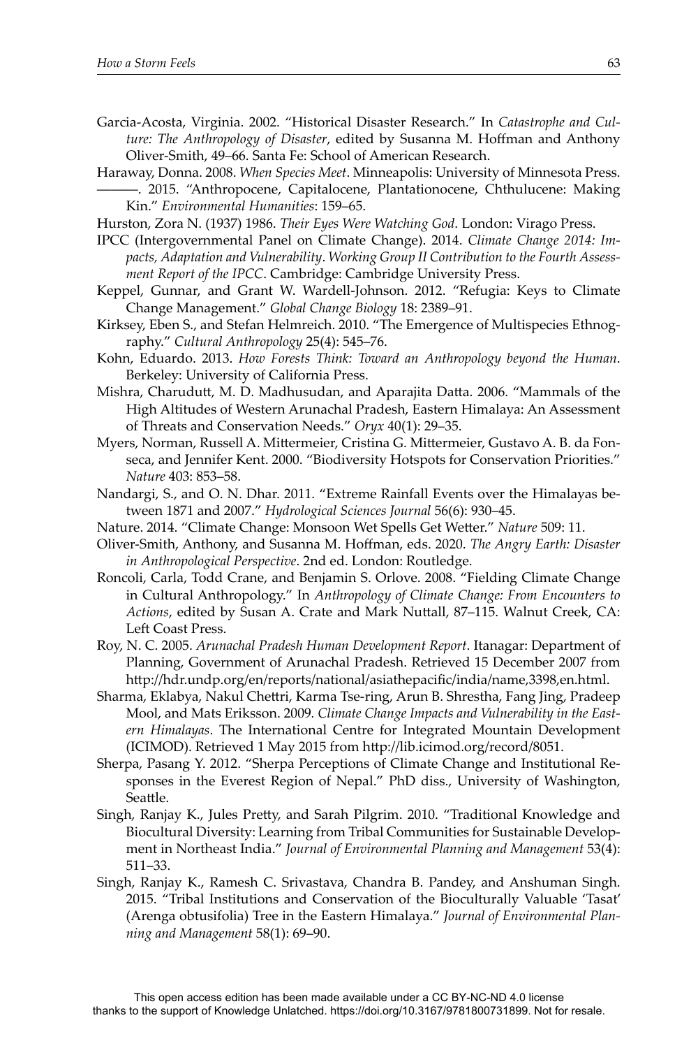Garcia-Acosta, Virginia. 2002. "Historical Disaster Research." In *Catastrophe and Culture: The Anthropology of Disaster*, edited by Susanna M. Hoffman and Anthony Oliver-Smith, 49–66. Santa Fe: School of American Research.

Haraway, Donna. 2008. *When Species Meet*. Minneapolis: University of Minnesota Press.

———. 2015. "Anthropocene, Capitalocene, Plantationocene, Chthulucene: Making Kin." *Environmental Humanities*: 159–65.

Hurston, Zora N. (1937) 1986. *Their Eyes Were Watching God*. London: Virago Press.

IPCC (Intergovernmental Panel on Climate Change). 2014. *Climate Change 2014: Impacts, Adaptation and Vulnerability*. *Working Group II Contribution to the Fourth Assessment Report of the IPCC*. Cambridge: Cambridge University Press.

Keppel, Gunnar, and Grant W. Wardell-Johnson. 2012. "Refugia: Keys to Climate Change Management." *Global Change Biology* 18: 2389–91.

Kirksey, Eben S., and Stefan Helmreich. 2010. "The Emergence of Multispecies Ethnography." *Cultural Anthropology* 25(4): 545–76.

Kohn, Eduardo. 2013. *How Forests Think: Toward an Anthropology beyond the Human*. Berkeley: University of California Press.

Mishra, Charudutt, M. D. Madhusudan, and Aparajita Datta. 2006. "Mammals of the High Altitudes of Western Arunachal Pradesh, Eastern Himalaya: An Assessment of Threats and Conservation Needs." *Oryx* 40(1): 29–35.

Myers, Norman, Russell A. Mittermeier, Cristina G. Mittermeier, Gustavo A. B. da Fonseca, and Jennifer Kent. 2000. "Biodiversity Hotspots for Conservation Priorities." *Nature* 403: 853–58.

Nandargi, S., and O. N. Dhar. 2011. "Extreme Rainfall Events over the Himalayas between 1871 and 2007." *Hydrological Sciences Journal* 56(6): 930–45.

Nature. 2014. "Climate Change: Monsoon Wet Spells Get Wetter." *Nature* 509: 11.

Oliver-Smith, Anthony, and Susanna M. Hoffman, eds. 2020. *The Angry Earth: Disaster in Anthropological Perspective*. 2nd ed. London: Routledge.

Roncoli, Carla, Todd Crane, and Benjamin S. Orlove. 2008. "Fielding Climate Change in Cultural Anthropology." In *Anthropology of Climate Change: From Encounters to Actions*, edited by Susan A. Crate and Mark Nuttall, 87–115. Walnut Creek, CA: Left Coast Press.

Roy, N. C. 2005. *Arunachal Pradesh Human Development Report*. Itanagar: Department of Planning, Government of Arunachal Pradesh. Retrieved 15 December 2007 from http://hdr.undp.org/en/reports/national/asiathepacific/india/name,3398,en.html.

Sharma, Eklabya, Nakul Chettri, Karma Tse-ring, Arun B. Shrestha, Fang Jing, Pradeep Mool, and Mats Eriksson. 2009. *Climate Change Impacts and Vulnerability in the Eastern Himalayas*. The International Centre for Integrated Mountain Development (ICIMOD). Retrieved 1 May 2015 from http://lib.icimod.org/record/8051.

Sherpa, Pasang Y. 2012. "Sherpa Perceptions of Climate Change and Institutional Responses in the Everest Region of Nepal." PhD diss., University of Washington, Seattle.

Singh, Ranjay K., Jules Pretty, and Sarah Pilgrim. 2010. "Traditional Knowledge and Biocultural Diversity: Learning from Tribal Communities for Sustainable Development in Northeast India." *Journal of Environmental Planning and Management* 53(4): 511–33.

Singh, Ranjay K., Ramesh C. Srivastava, Chandra B. Pandey, and Anshuman Singh. 2015. "Tribal Institutions and Conservation of the Bioculturally Valuable 'Tasat' (Arenga obtusifolia) Tree in the Eastern Himalaya." *Journal of Environmental Planning and Management* 58(1): 69–90.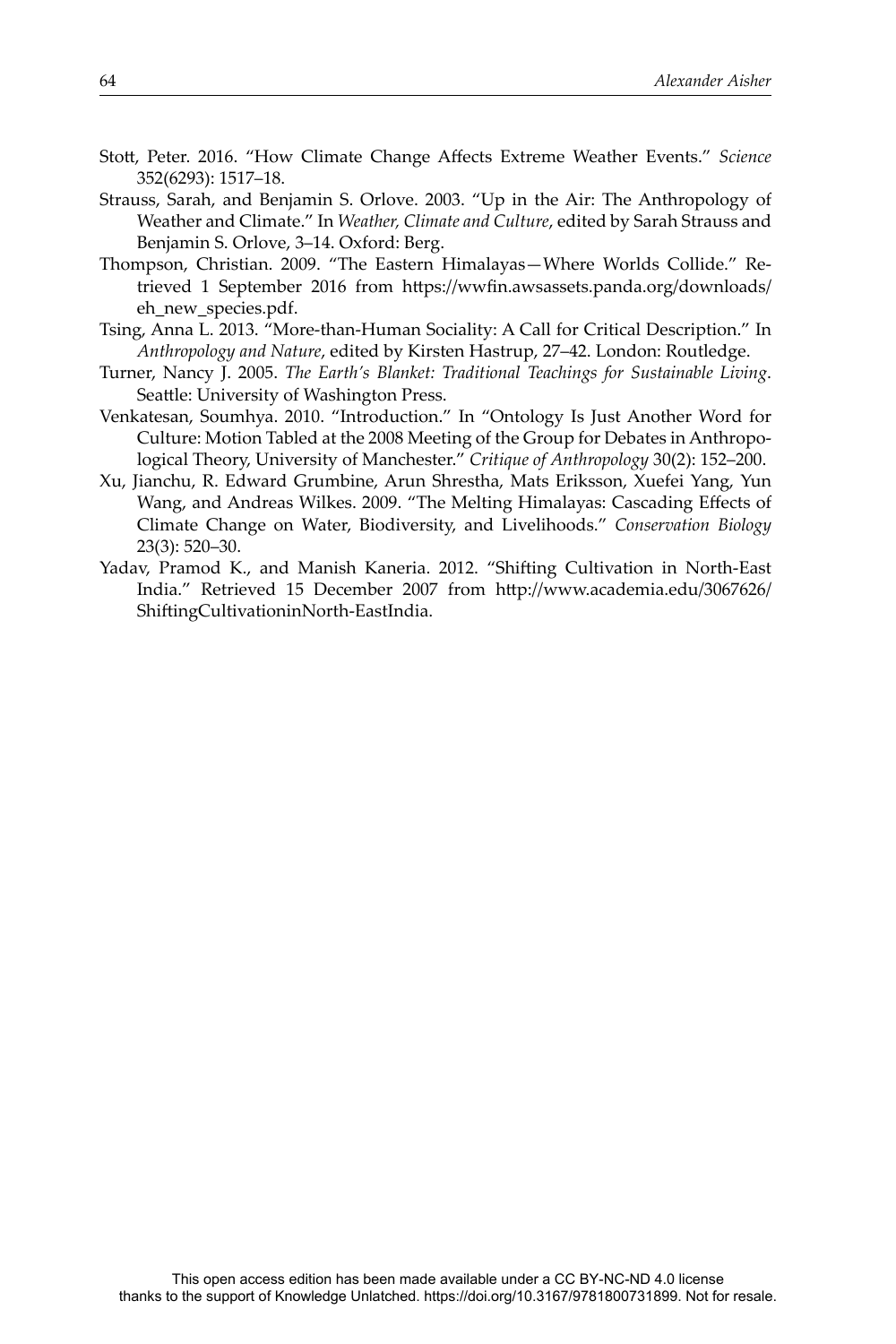Stott, Peter. 2016. "How Climate Change Affects Extreme Weather Events." *Science* 352(6293): 1517–18.

Strauss, Sarah, and Benjamin S. Orlove. 2003. "Up in the Air: The Anthropology of Weather and Climate." In *Weather, Climate and Culture*, edited by Sarah Strauss and Benjamin S. Orlove, 3–14. Oxford: Berg.

Thompson, Christian. 2009. "The Eastern Himalayas—Where Worlds Collide." Retrieved 1 September 2016 from https://wwfin.awsassets.panda.org/downloads/eh_new_species.pdf.

Tsing, Anna L. 2013. "More-than-Human Sociality: A Call for Critical Description." In *Anthropology and Nature*, edited by Kirsten Hastrup, 27–42. London: Routledge.

Turner, Nancy J. 2005. *The Earth's Blanket: Traditional Teachings for Sustainable Living*. Seattle: University of Washington Press.

Venkatesan, Soumhya. 2010. "Introduction." In "Ontology Is Just Another Word for Culture: Motion Tabled at the 2008 Meeting of the Group for Debates in Anthropological Theory, University of Manchester." *Critique of Anthropology* 30(2): 152–200.

Xu, Jianchu, R. Edward Grumbine, Arun Shrestha, Mats Eriksson, Xuefei Yang, Yun Wang, and Andreas Wilkes. 2009. "The Melting Himalayas: Cascading Effects of Climate Change on Water, Biodiversity, and Livelihoods." *Conservation Biology* 23(3): 520–30.

Yadav, Pramod K., and Manish Kaneria. 2012. "Shifting Cultivation in North-East India." Retrieved 15 December 2007 from http://www.academia.edu/3067626/ShiftingCultivationinNorth-EastIndia.

This open access edition has been made available under a CC BY-NC-ND 4.0 license thanks to the support of Knowledge Unlatched. https://doi.org/10.3167/9781800731899. Not for resale.